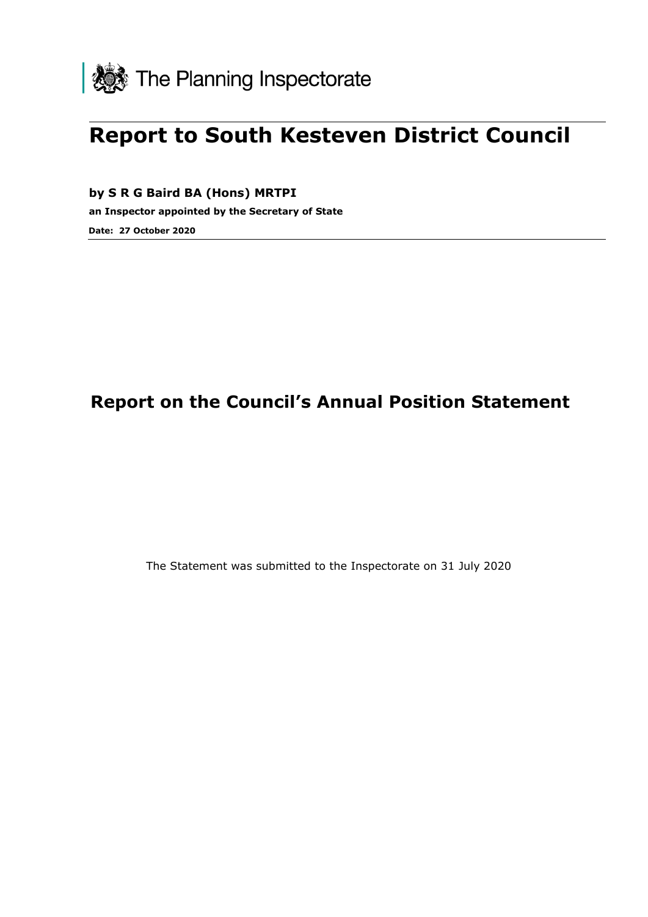The Planning Inspectorate

# Report to South Kesteven District Council

**by S R G Baird BA (Hons) MRTPI**

**an Inspector appointed by the Secretary of State**

**Date: 27 October 2020**

## Report on the Council's Annual Position Statement

The Statement was submitted to the Inspectorate on 31 July 2020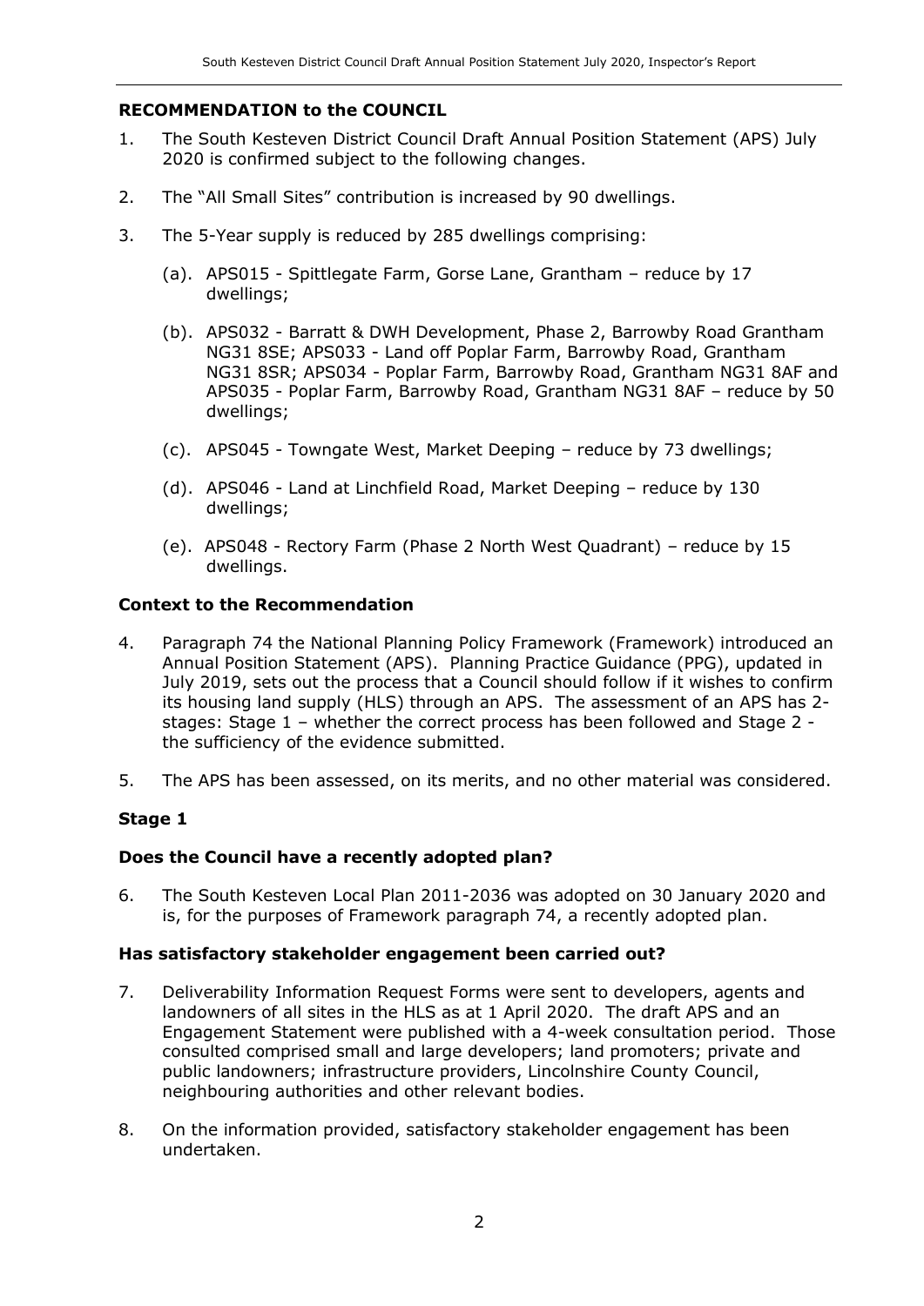### RECOMMENDATION to the COUNCIL

1. The South Kesteven District Council Draft Annual Position Statement (APS) July 2020 is confirmed subject to the following changes.

2. The "All Small Sites" contribution is increased by 90 dwellings.

3. The 5-Year supply is reduced by 285 dwellings comprising:

   (a). APS015 - Spittlegate Farm, Gorse Lane, Grantham – reduce by 17 dwellings;

   (b). APS032 - Barratt & DWH Development, Phase 2, Barrowby Road Grantham NG31 8SE; APS033 - Land off Poplar Farm, Barrowby Road, Grantham NG31 8SR; APS034 - Poplar Farm, Barrowby Road, Grantham NG31 8AF and APS035 - Poplar Farm, Barrowby Road, Grantham NG31 8AF – reduce by 50 dwellings;

   (c). APS045 - Towngate West, Market Deeping – reduce by 73 dwellings;

   (d). APS046 - Land at Linchfield Road, Market Deeping – reduce by 130 dwellings;

   (e). APS048 - Rectory Farm (Phase 2 North West Quadrant) – reduce by 15 dwellings.

### Context to the Recommendation

4. Paragraph 74 the National Planning Policy Framework (Framework) introduced an Annual Position Statement (APS). Planning Practice Guidance (PPG), updated in July 2019, sets out the process that a Council should follow if it wishes to confirm its housing land supply (HLS) through an APS. The assessment of an APS has 2-stages: Stage 1 – whether the correct process has been followed and Stage 2 - the sufficiency of the evidence submitted.

5. The APS has been assessed, on its merits, and no other material was considered.

### Stage 1

#### Does the Council have a recently adopted plan?

6. The South Kesteven Local Plan 2011-2036 was adopted on 30 January 2020 and is, for the purposes of Framework paragraph 74, a recently adopted plan.

#### Has satisfactory stakeholder engagement been carried out?

7. Deliverability Information Request Forms were sent to developers, agents and landowners of all sites in the HLS as at 1 April 2020. The draft APS and an Engagement Statement were published with a 4-week consultation period. Those consulted comprised small and large developers; land promoters; private and public landowners; infrastructure providers, Lincolnshire County Council, neighbouring authorities and other relevant bodies.

8. On the information provided, satisfactory stakeholder engagement has been undertaken.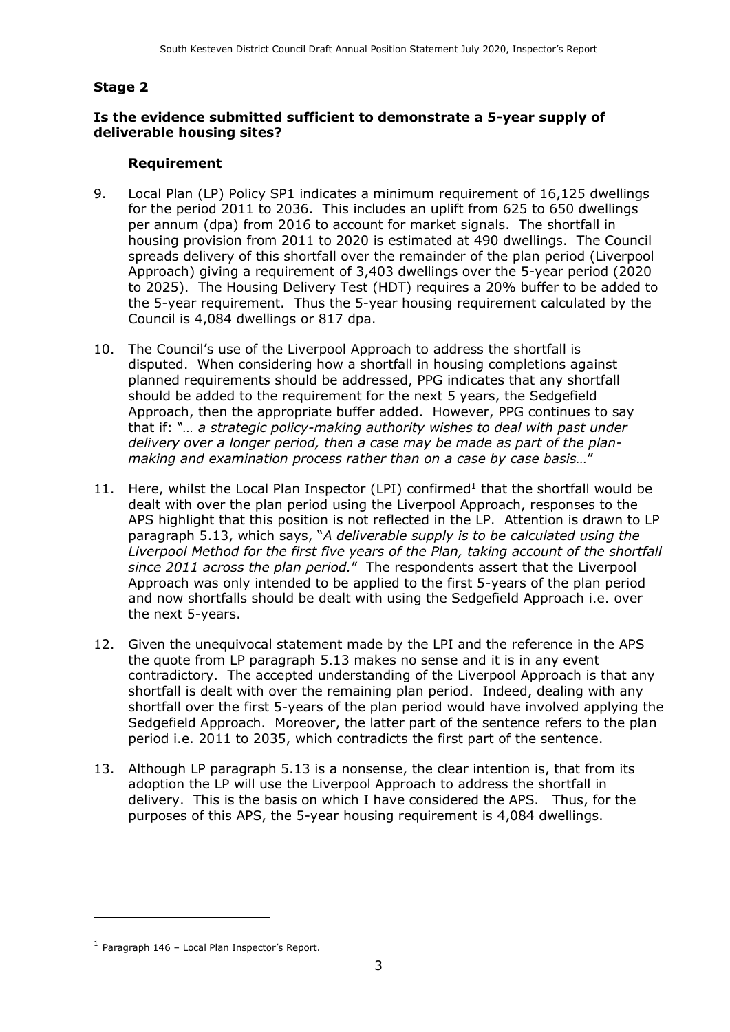## Stage 2

### Is the evidence submitted sufficient to demonstrate a 5-year supply of deliverable housing sites?

#### Requirement

9. Local Plan (LP) Policy SP1 indicates a minimum requirement of 16,125 dwellings for the period 2011 to 2036. This includes an uplift from 625 to 650 dwellings per annum (dpa) from 2016 to account for market signals. The shortfall in housing provision from 2011 to 2020 is estimated at 490 dwellings. The Council spreads delivery of this shortfall over the remainder of the plan period (Liverpool Approach) giving a requirement of 3,403 dwellings over the 5-year period (2020 to 2025). The Housing Delivery Test (HDT) requires a 20% buffer to be added to the 5-year requirement. Thus the 5-year housing requirement calculated by the Council is 4,084 dwellings or 817 dpa.

10. The Council's use of the Liverpool Approach to address the shortfall is disputed. When considering how a shortfall in housing completions against planned requirements should be addressed, PPG indicates that any shortfall should be added to the requirement for the next 5 years, the Sedgefield Approach, then the appropriate buffer added. However, PPG continues to say that if: "*… a strategic policy-making authority wishes to deal with past under delivery over a longer period, then a case may be made as part of the plan-making and examination process rather than on a case by case basis…*"

11. Here, whilst the Local Plan Inspector (LPI) confirmed[1] that the shortfall would be dealt with over the plan period using the Liverpool Approach, responses to the APS highlight that this position is not reflected in the LP. Attention is drawn to LP paragraph 5.13, which says, "*A deliverable supply is to be calculated using the Liverpool Method for the first five years of the Plan, taking account of the shortfall since 2011 across the plan period.*" The respondents assert that the Liverpool Approach was only intended to be applied to the first 5-years of the plan period and now shortfalls should be dealt with using the Sedgefield Approach i.e. over the next 5-years.

12. Given the unequivocal statement made by the LPI and the reference in the APS the quote from LP paragraph 5.13 makes no sense and it is in any event contradictory. The accepted understanding of the Liverpool Approach is that any shortfall is dealt with over the remaining plan period. Indeed, dealing with any shortfall over the first 5-years of the plan period would have involved applying the Sedgefield Approach. Moreover, the latter part of the sentence refers to the plan period i.e. 2011 to 2035, which contradicts the first part of the sentence.

13. Although LP paragraph 5.13 is a nonsense, the clear intention is, that from its adoption the LP will use the Liverpool Approach to address the shortfall in delivery. This is the basis on which I have considered the APS. Thus, for the purposes of this APS, the 5-year housing requirement is 4,084 dwellings.

---

[1] Paragraph 146 – Local Plan Inspector's Report.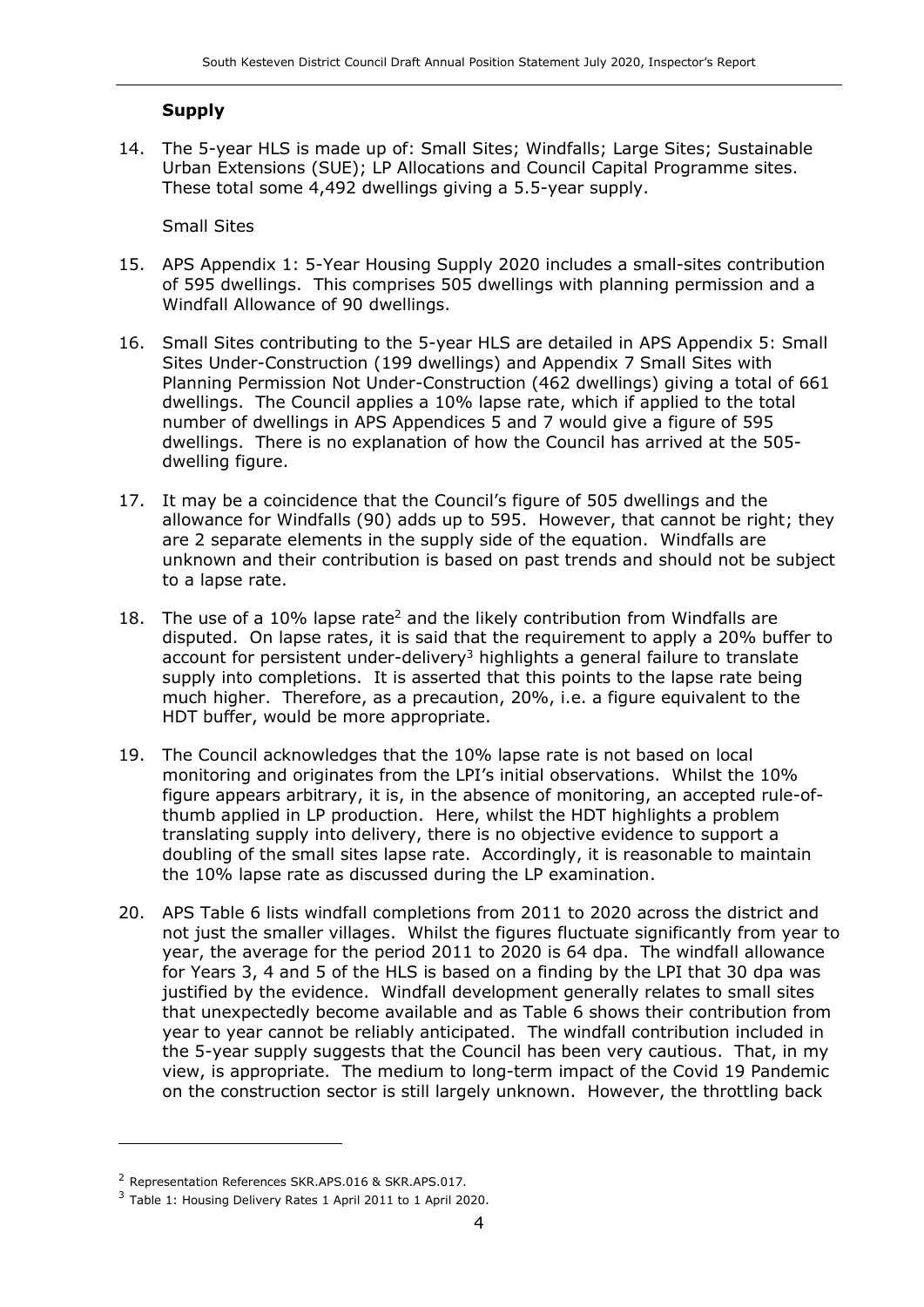### Supply

14. The 5-year HLS is made up of: Small Sites; Windfalls; Large Sites; Sustainable Urban Extensions (SUE); LP Allocations and Council Capital Programme sites. These total some 4,492 dwellings giving a 5.5-year supply.

Small Sites

15. APS Appendix 1: 5-Year Housing Supply 2020 includes a small-sites contribution of 595 dwellings. This comprises 505 dwellings with planning permission and a Windfall Allowance of 90 dwellings.

16. Small Sites contributing to the 5-year HLS are detailed in APS Appendix 5: Small Sites Under-Construction (199 dwellings) and Appendix 7 Small Sites with Planning Permission Not Under-Construction (462 dwellings) giving a total of 661 dwellings. The Council applies a 10% lapse rate, which if applied to the total number of dwellings in APS Appendices 5 and 7 would give a figure of 595 dwellings. There is no explanation of how the Council has arrived at the 505-dwelling figure.

17. It may be a coincidence that the Council's figure of 505 dwellings and the allowance for Windfalls (90) adds up to 595. However, that cannot be right; they are 2 separate elements in the supply side of the equation. Windfalls are unknown and their contribution is based on past trends and should not be subject to a lapse rate.

18. The use of a 10% lapse rate[2] and the likely contribution from Windfalls are disputed. On lapse rates, it is said that the requirement to apply a 20% buffer to account for persistent under-delivery[3] highlights a general failure to translate supply into completions. It is asserted that this points to the lapse rate being much higher. Therefore, as a precaution, 20%, i.e. a figure equivalent to the HDT buffer, would be more appropriate.

19. The Council acknowledges that the 10% lapse rate is not based on local monitoring and originates from the LPI's initial observations. Whilst the 10% figure appears arbitrary, it is, in the absence of monitoring, an accepted rule-of-thumb applied in LP production. Here, whilst the HDT highlights a problem translating supply into delivery, there is no objective evidence to support a doubling of the small sites lapse rate. Accordingly, it is reasonable to maintain the 10% lapse rate as discussed during the LP examination.

20. APS Table 6 lists windfall completions from 2011 to 2020 across the district and not just the smaller villages. Whilst the figures fluctuate significantly from year to year, the average for the period 2011 to 2020 is 64 dpa. The windfall allowance for Years 3, 4 and 5 of the HLS is based on a finding by the LPI that 30 dpa was justified by the evidence. Windfall development generally relates to small sites that unexpectedly become available and as Table 6 shows their contribution from year to year cannot be reliably anticipated. The windfall contribution included in the 5-year supply suggests that the Council has been very cautious. That, in my view, is appropriate. The medium to long-term impact of the Covid 19 Pandemic on the construction sector is still largely unknown. However, the throttling back

---

[2] Representation References SKR.APS.016 & SKR.APS.017.

[3] Table 1: Housing Delivery Rates 1 April 2011 to 1 April 2020.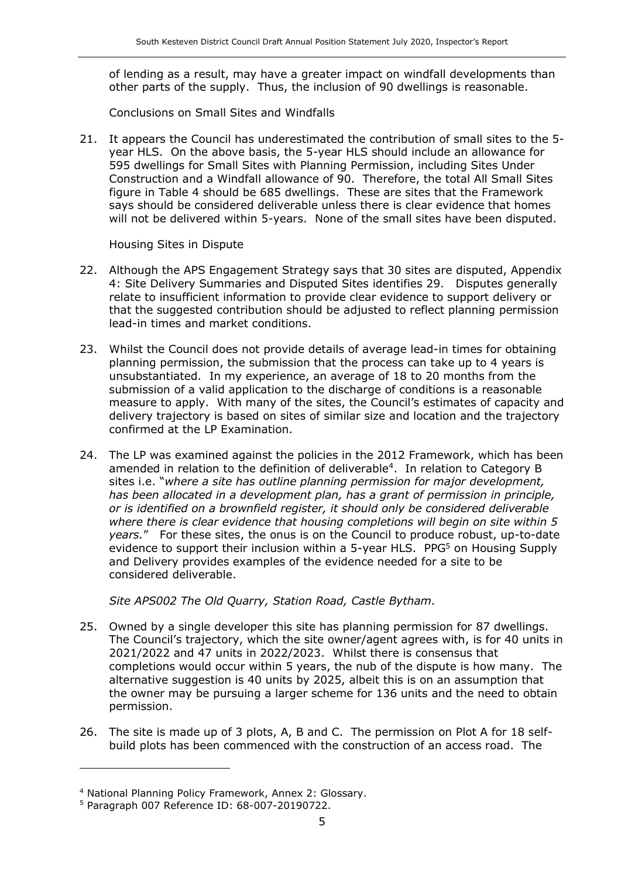of lending as a result, may have a greater impact on windfall developments than other parts of the supply. Thus, the inclusion of 90 dwellings is reasonable.

Conclusions on Small Sites and Windfalls

21. It appears the Council has underestimated the contribution of small sites to the 5-year HLS. On the above basis, the 5-year HLS should include an allowance for 595 dwellings for Small Sites with Planning Permission, including Sites Under Construction and a Windfall allowance of 90. Therefore, the total All Small Sites figure in Table 4 should be 685 dwellings. These are sites that the Framework says should be considered deliverable unless there is clear evidence that homes will not be delivered within 5-years. None of the small sites have been disputed.

Housing Sites in Dispute

22. Although the APS Engagement Strategy says that 30 sites are disputed, Appendix 4: Site Delivery Summaries and Disputed Sites identifies 29. Disputes generally relate to insufficient information to provide clear evidence to support delivery or that the suggested contribution should be adjusted to reflect planning permission lead-in times and market conditions.

23. Whilst the Council does not provide details of average lead-in times for obtaining planning permission, the submission that the process can take up to 4 years is unsubstantiated. In my experience, an average of 18 to 20 months from the submission of a valid application to the discharge of conditions is a reasonable measure to apply. With many of the sites, the Council's estimates of capacity and delivery trajectory is based on sites of similar size and location and the trajectory confirmed at the LP Examination.

24. The LP was examined against the policies in the 2012 Framework, which has been amended in relation to the definition of deliverable[4]. In relation to Category B sites i.e. "*where a site has outline planning permission for major development, has been allocated in a development plan, has a grant of permission in principle, or is identified on a brownfield register, it should only be considered deliverable where there is clear evidence that housing completions will begin on site within 5 years.*" For these sites, the onus is on the Council to produce robust, up-to-date evidence to support their inclusion within a 5-year HLS. PPG[5] on Housing Supply and Delivery provides examples of the evidence needed for a site to be considered deliverable.

*Site APS002 The Old Quarry, Station Road, Castle Bytham.*

25. Owned by a single developer this site has planning permission for 87 dwellings. The Council's trajectory, which the site owner/agent agrees with, is for 40 units in 2021/2022 and 47 units in 2022/2023. Whilst there is consensus that completions would occur within 5 years, the nub of the dispute is how many. The alternative suggestion is 40 units by 2025, albeit this is on an assumption that the owner may be pursuing a larger scheme for 136 units and the need to obtain permission.

26. The site is made up of 3 plots, A, B and C. The permission on Plot A for 18 self-build plots has been commenced with the construction of an access road. The

---

[4] National Planning Policy Framework, Annex 2: Glossary.

[5] Paragraph 007 Reference ID: 68-007-20190722.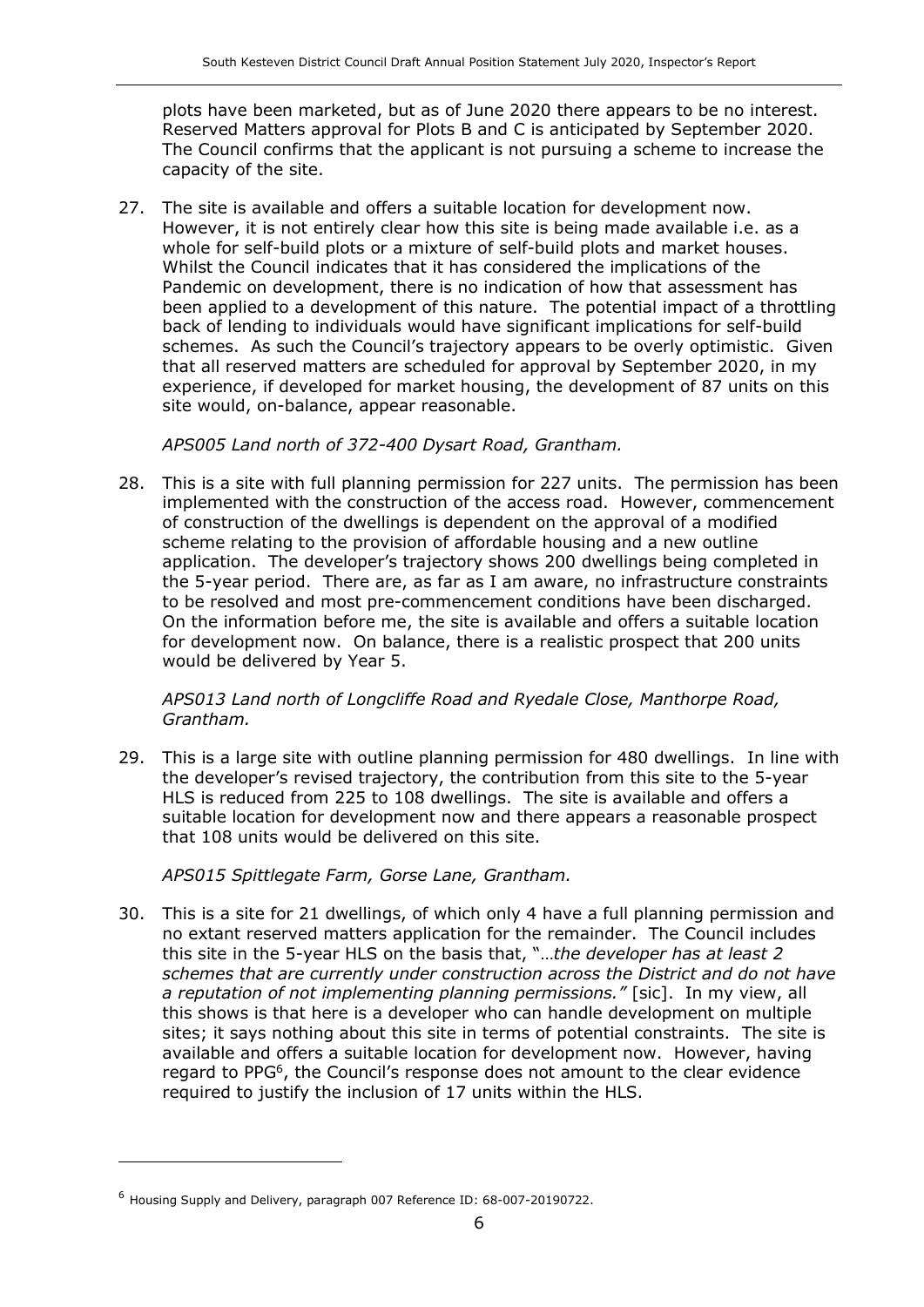plots have been marketed, but as of June 2020 there appears to be no interest. Reserved Matters approval for Plots B and C is anticipated by September 2020. The Council confirms that the applicant is not pursuing a scheme to increase the capacity of the site.

27. The site is available and offers a suitable location for development now. However, it is not entirely clear how this site is being made available i.e. as a whole for self-build plots or a mixture of self-build plots and market houses. Whilst the Council indicates that it has considered the implications of the Pandemic on development, there is no indication of how that assessment has been applied to a development of this nature. The potential impact of a throttling back of lending to individuals would have significant implications for self-build schemes. As such the Council's trajectory appears to be overly optimistic. Given that all reserved matters are scheduled for approval by September 2020, in my experience, if developed for market housing, the development of 87 units on this site would, on-balance, appear reasonable.

*APS005 Land north of 372-400 Dysart Road, Grantham.*

28. This is a site with full planning permission for 227 units. The permission has been implemented with the construction of the access road. However, commencement of construction of the dwellings is dependent on the approval of a modified scheme relating to the provision of affordable housing and a new outline application. The developer's trajectory shows 200 dwellings being completed in the 5-year period. There are, as far as I am aware, no infrastructure constraints to be resolved and most pre-commencement conditions have been discharged. On the information before me, the site is available and offers a suitable location for development now. On balance, there is a realistic prospect that 200 units would be delivered by Year 5.

*APS013 Land north of Longcliffe Road and Ryedale Close, Manthorpe Road, Grantham.*

29. This is a large site with outline planning permission for 480 dwellings. In line with the developer's revised trajectory, the contribution from this site to the 5-year HLS is reduced from 225 to 108 dwellings. The site is available and offers a suitable location for development now and there appears a reasonable prospect that 108 units would be delivered on this site.

*APS015 Spittlegate Farm, Gorse Lane, Grantham.*

30. This is a site for 21 dwellings, of which only 4 have a full planning permission and no extant reserved matters application for the remainder. The Council includes this site in the 5-year HLS on the basis that, "*…the developer has at least 2 schemes that are currently under construction across the District and do not have a reputation of not implementing planning permissions."* [sic]. In my view, all this shows is that here is a developer who can handle development on multiple sites; it says nothing about this site in terms of potential constraints. The site is available and offers a suitable location for development now. However, having regard to PPG[6], the Council's response does not amount to the clear evidence required to justify the inclusion of 17 units within the HLS.

[6] Housing Supply and Delivery, paragraph 007 Reference ID: 68-007-20190722.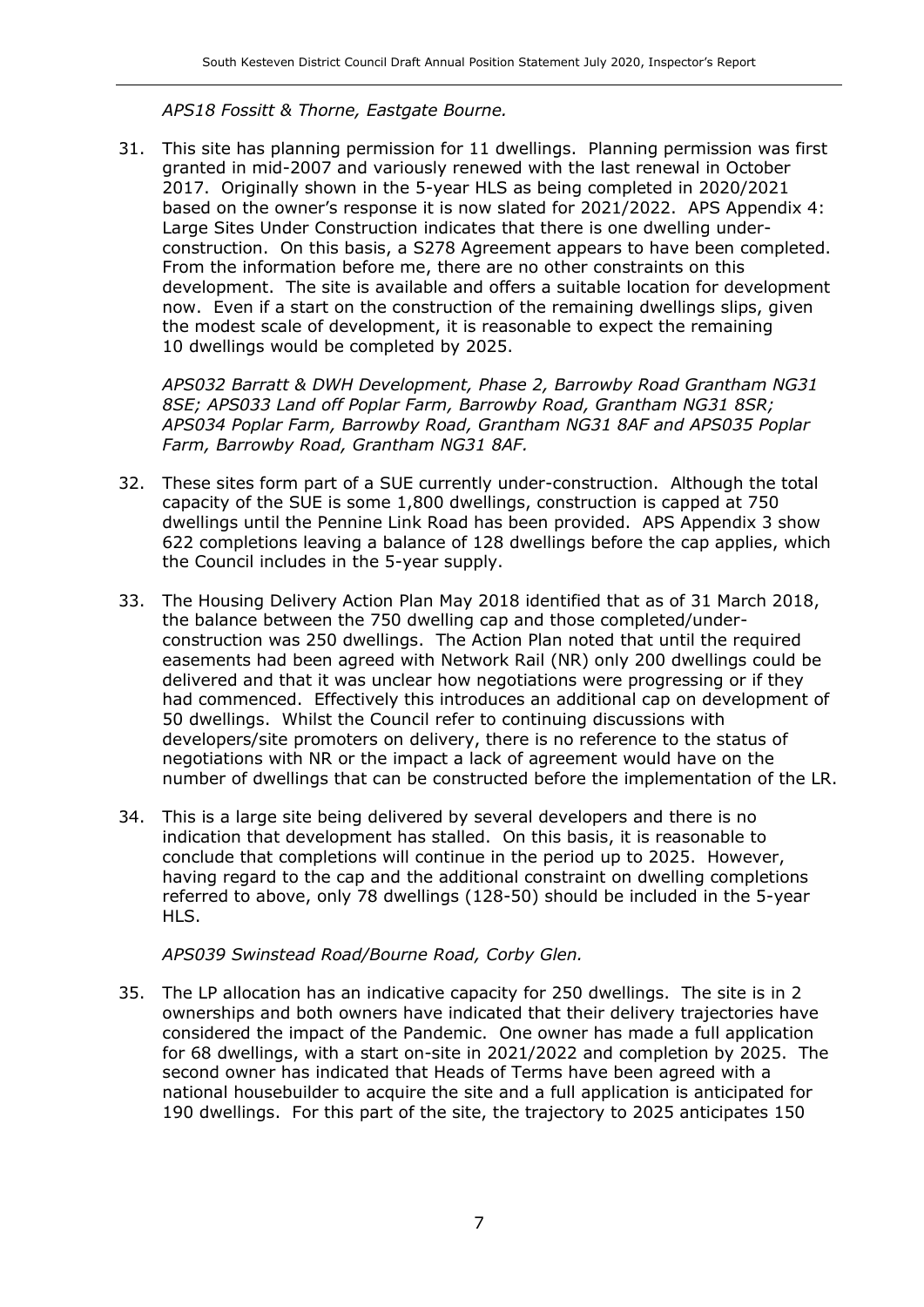*APS18 Fossitt & Thorne, Eastgate Bourne.*

31. This site has planning permission for 11 dwellings. Planning permission was first granted in mid-2007 and variously renewed with the last renewal in October 2017. Originally shown in the 5-year HLS as being completed in 2020/2021 based on the owner's response it is now slated for 2021/2022. APS Appendix 4: Large Sites Under Construction indicates that there is one dwelling under-construction. On this basis, a S278 Agreement appears to have been completed. From the information before me, there are no other constraints on this development. The site is available and offers a suitable location for development now. Even if a start on the construction of the remaining dwellings slips, given the modest scale of development, it is reasonable to expect the remaining 10 dwellings would be completed by 2025.

*APS032 Barratt & DWH Development, Phase 2, Barrowby Road Grantham NG31 8SE; APS033 Land off Poplar Farm, Barrowby Road, Grantham NG31 8SR; APS034 Poplar Farm, Barrowby Road, Grantham NG31 8AF and APS035 Poplar Farm, Barrowby Road, Grantham NG31 8AF.*

32. These sites form part of a SUE currently under-construction. Although the total capacity of the SUE is some 1,800 dwellings, construction is capped at 750 dwellings until the Pennine Link Road has been provided. APS Appendix 3 show 622 completions leaving a balance of 128 dwellings before the cap applies, which the Council includes in the 5-year supply.

33. The Housing Delivery Action Plan May 2018 identified that as of 31 March 2018, the balance between the 750 dwelling cap and those completed/under-construction was 250 dwellings. The Action Plan noted that until the required easements had been agreed with Network Rail (NR) only 200 dwellings could be delivered and that it was unclear how negotiations were progressing or if they had commenced. Effectively this introduces an additional cap on development of 50 dwellings. Whilst the Council refer to continuing discussions with developers/site promoters on delivery, there is no reference to the status of negotiations with NR or the impact a lack of agreement would have on the number of dwellings that can be constructed before the implementation of the LR.

34. This is a large site being delivered by several developers and there is no indication that development has stalled. On this basis, it is reasonable to conclude that completions will continue in the period up to 2025. However, having regard to the cap and the additional constraint on dwelling completions referred to above, only 78 dwellings (128-50) should be included in the 5-year HLS.

*APS039 Swinstead Road/Bourne Road, Corby Glen.*

35. The LP allocation has an indicative capacity for 250 dwellings. The site is in 2 ownerships and both owners have indicated that their delivery trajectories have considered the impact of the Pandemic. One owner has made a full application for 68 dwellings, with a start on-site in 2021/2022 and completion by 2025. The second owner has indicated that Heads of Terms have been agreed with a national housebuilder to acquire the site and a full application is anticipated for 190 dwellings. For this part of the site, the trajectory to 2025 anticipates 150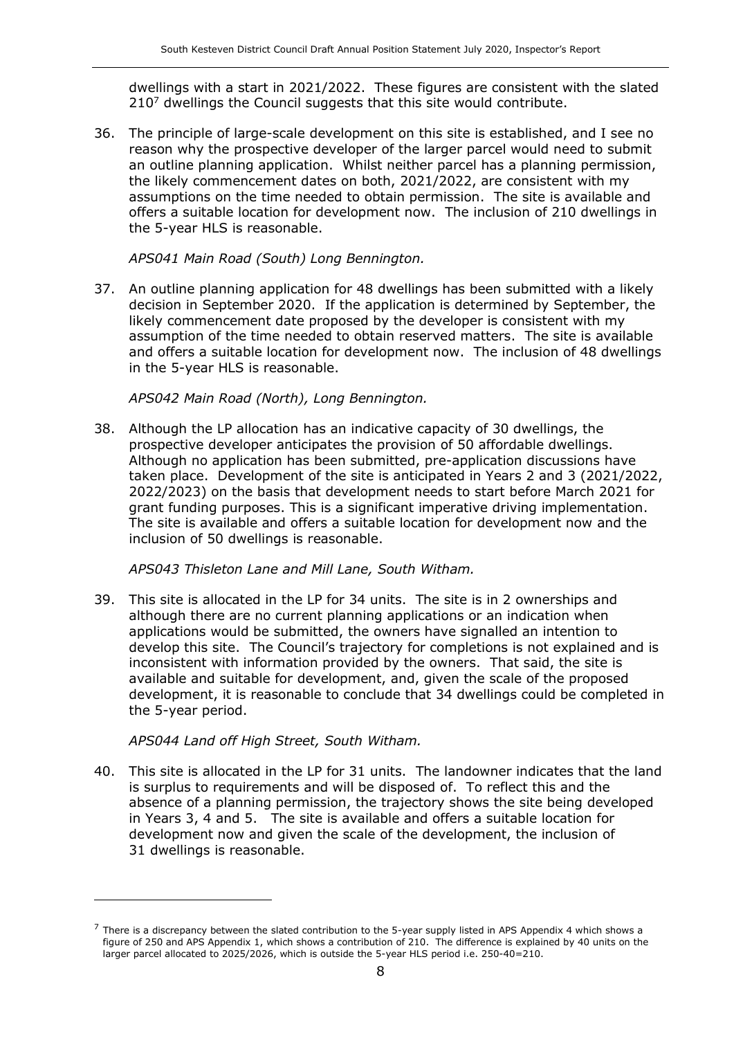dwellings with a start in 2021/2022. These figures are consistent with the slated 210[7] dwellings the Council suggests that this site would contribute.

36. The principle of large-scale development on this site is established, and I see no reason why the prospective developer of the larger parcel would need to submit an outline planning application. Whilst neither parcel has a planning permission, the likely commencement dates on both, 2021/2022, are consistent with my assumptions on the time needed to obtain permission. The site is available and offers a suitable location for development now. The inclusion of 210 dwellings in the 5-year HLS is reasonable.

*APS041 Main Road (South) Long Bennington.*

37. An outline planning application for 48 dwellings has been submitted with a likely decision in September 2020. If the application is determined by September, the likely commencement date proposed by the developer is consistent with my assumption of the time needed to obtain reserved matters. The site is available and offers a suitable location for development now. The inclusion of 48 dwellings in the 5-year HLS is reasonable.

*APS042 Main Road (North), Long Bennington.*

38. Although the LP allocation has an indicative capacity of 30 dwellings, the prospective developer anticipates the provision of 50 affordable dwellings. Although no application has been submitted, pre-application discussions have taken place. Development of the site is anticipated in Years 2 and 3 (2021/2022, 2022/2023) on the basis that development needs to start before March 2021 for grant funding purposes. This is a significant imperative driving implementation. The site is available and offers a suitable location for development now and the inclusion of 50 dwellings is reasonable.

*APS043 Thisleton Lane and Mill Lane, South Witham.*

39. This site is allocated in the LP for 34 units. The site is in 2 ownerships and although there are no current planning applications or an indication when applications would be submitted, the owners have signalled an intention to develop this site. The Council's trajectory for completions is not explained and is inconsistent with information provided by the owners. That said, the site is available and suitable for development, and, given the scale of the proposed development, it is reasonable to conclude that 34 dwellings could be completed in the 5-year period.

*APS044 Land off High Street, South Witham.*

40. This site is allocated in the LP for 31 units. The landowner indicates that the land is surplus to requirements and will be disposed of. To reflect this and the absence of a planning permission, the trajectory shows the site being developed in Years 3, 4 and 5. The site is available and offers a suitable location for development now and given the scale of the development, the inclusion of 31 dwellings is reasonable.

---

[7] There is a discrepancy between the slated contribution to the 5-year supply listed in APS Appendix 4 which shows a figure of 250 and APS Appendix 1, which shows a contribution of 210. The difference is explained by 40 units on the larger parcel allocated to 2025/2026, which is outside the 5-year HLS period i.e. 250-40=210.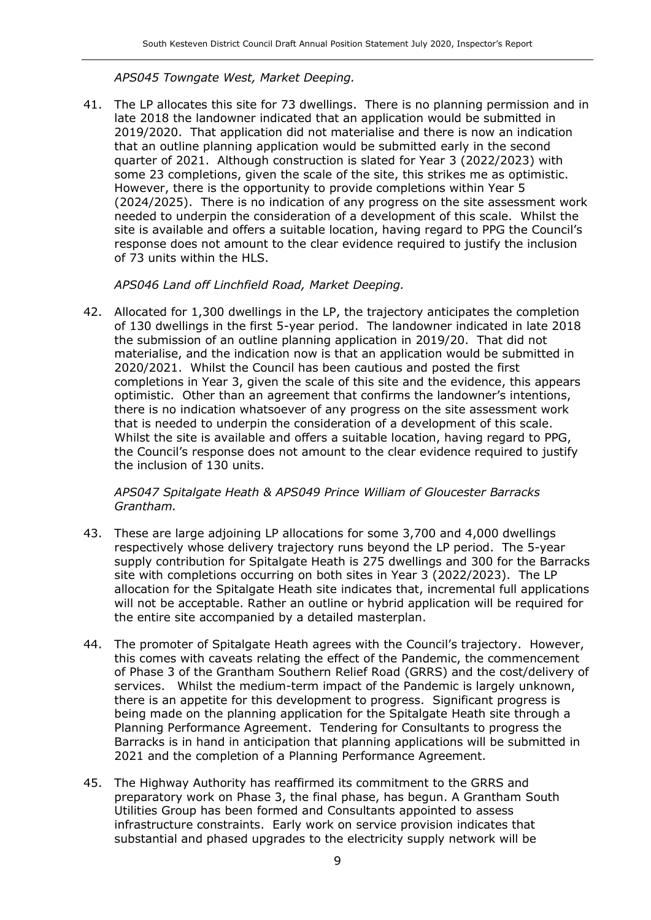*APS045 Towngate West, Market Deeping.*

41. The LP allocates this site for 73 dwellings. There is no planning permission and in late 2018 the landowner indicated that an application would be submitted in 2019/2020. That application did not materialise and there is now an indication that an outline planning application would be submitted early in the second quarter of 2021. Although construction is slated for Year 3 (2022/2023) with some 23 completions, given the scale of the site, this strikes me as optimistic. However, there is the opportunity to provide completions within Year 5 (2024/2025). There is no indication of any progress on the site assessment work needed to underpin the consideration of a development of this scale. Whilst the site is available and offers a suitable location, having regard to PPG the Council's response does not amount to the clear evidence required to justify the inclusion of 73 units within the HLS.

*APS046 Land off Linchfield Road, Market Deeping.*

42. Allocated for 1,300 dwellings in the LP, the trajectory anticipates the completion of 130 dwellings in the first 5-year period. The landowner indicated in late 2018 the submission of an outline planning application in 2019/20. That did not materialise, and the indication now is that an application would be submitted in 2020/2021. Whilst the Council has been cautious and posted the first completions in Year 3, given the scale of this site and the evidence, this appears optimistic. Other than an agreement that confirms the landowner's intentions, there is no indication whatsoever of any progress on the site assessment work that is needed to underpin the consideration of a development of this scale. Whilst the site is available and offers a suitable location, having regard to PPG, the Council's response does not amount to the clear evidence required to justify the inclusion of 130 units.

*APS047 Spitalgate Heath & APS049 Prince William of Gloucester Barracks Grantham.*

43. These are large adjoining LP allocations for some 3,700 and 4,000 dwellings respectively whose delivery trajectory runs beyond the LP period. The 5-year supply contribution for Spitalgate Heath is 275 dwellings and 300 for the Barracks site with completions occurring on both sites in Year 3 (2022/2023). The LP allocation for the Spitalgate Heath site indicates that, incremental full applications will not be acceptable. Rather an outline or hybrid application will be required for the entire site accompanied by a detailed masterplan.

44. The promoter of Spitalgate Heath agrees with the Council's trajectory. However, this comes with caveats relating the effect of the Pandemic, the commencement of Phase 3 of the Grantham Southern Relief Road (GRRS) and the cost/delivery of services. Whilst the medium-term impact of the Pandemic is largely unknown, there is an appetite for this development to progress. Significant progress is being made on the planning application for the Spitalgate Heath site through a Planning Performance Agreement. Tendering for Consultants to progress the Barracks is in hand in anticipation that planning applications will be submitted in 2021 and the completion of a Planning Performance Agreement.

45. The Highway Authority has reaffirmed its commitment to the GRRS and preparatory work on Phase 3, the final phase, has begun. A Grantham South Utilities Group has been formed and Consultants appointed to assess infrastructure constraints. Early work on service provision indicates that substantial and phased upgrades to the electricity supply network will be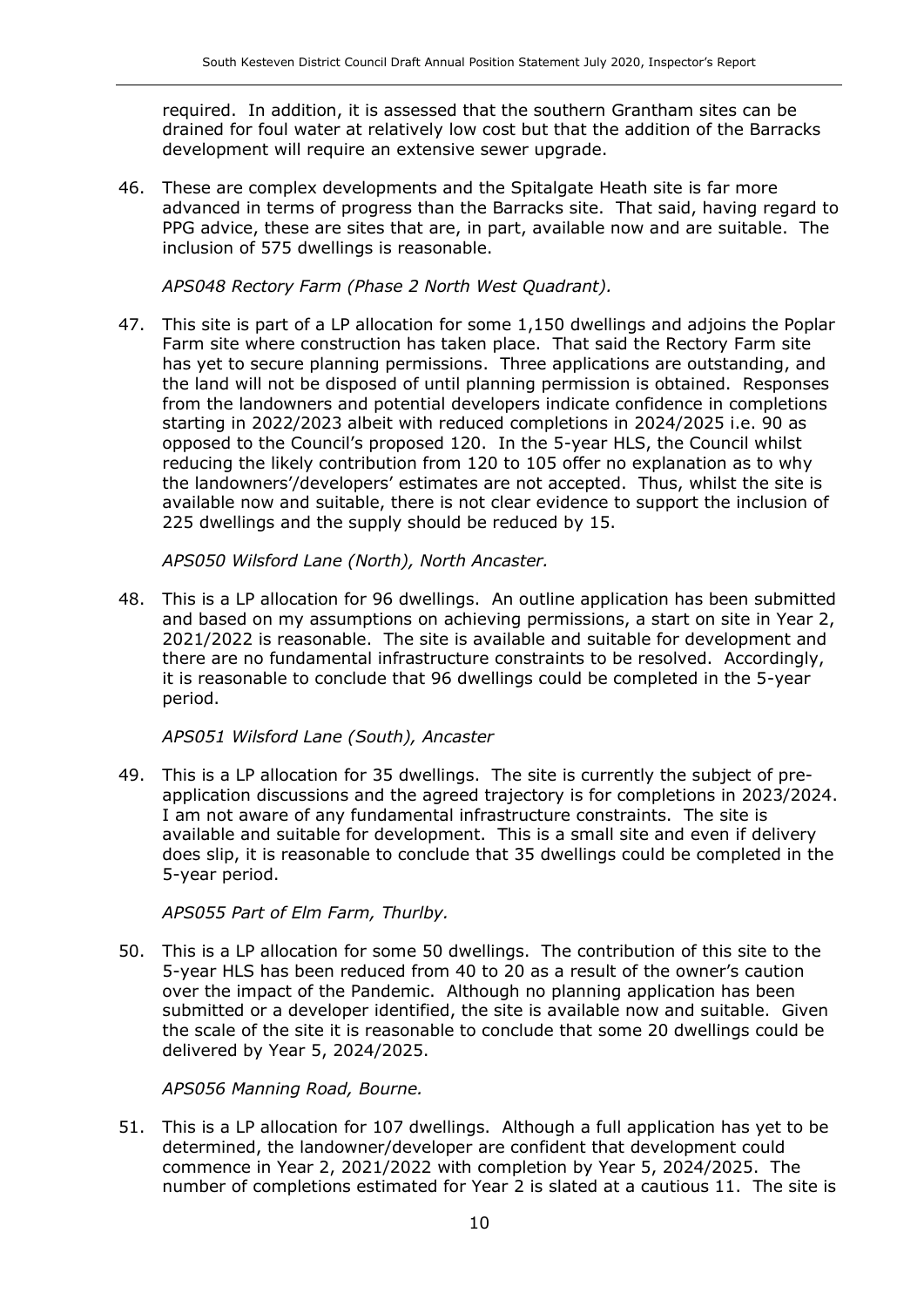required. In addition, it is assessed that the southern Grantham sites can be drained for foul water at relatively low cost but that the addition of the Barracks development will require an extensive sewer upgrade.

46. These are complex developments and the Spitalgate Heath site is far more advanced in terms of progress than the Barracks site. That said, having regard to PPG advice, these are sites that are, in part, available now and are suitable. The inclusion of 575 dwellings is reasonable.

*APS048 Rectory Farm (Phase 2 North West Quadrant).*

47. This site is part of a LP allocation for some 1,150 dwellings and adjoins the Poplar Farm site where construction has taken place. That said the Rectory Farm site has yet to secure planning permissions. Three applications are outstanding, and the land will not be disposed of until planning permission is obtained. Responses from the landowners and potential developers indicate confidence in completions starting in 2022/2023 albeit with reduced completions in 2024/2025 i.e. 90 as opposed to the Council's proposed 120. In the 5-year HLS, the Council whilst reducing the likely contribution from 120 to 105 offer no explanation as to why the landowners'/developers' estimates are not accepted. Thus, whilst the site is available now and suitable, there is not clear evidence to support the inclusion of 225 dwellings and the supply should be reduced by 15.

*APS050 Wilsford Lane (North), North Ancaster.*

48. This is a LP allocation for 96 dwellings. An outline application has been submitted and based on my assumptions on achieving permissions, a start on site in Year 2, 2021/2022 is reasonable. The site is available and suitable for development and there are no fundamental infrastructure constraints to be resolved. Accordingly, it is reasonable to conclude that 96 dwellings could be completed in the 5-year period.

*APS051 Wilsford Lane (South), Ancaster*

49. This is a LP allocation for 35 dwellings. The site is currently the subject of pre-application discussions and the agreed trajectory is for completions in 2023/2024. I am not aware of any fundamental infrastructure constraints. The site is available and suitable for development. This is a small site and even if delivery does slip, it is reasonable to conclude that 35 dwellings could be completed in the 5-year period.

*APS055 Part of Elm Farm, Thurlby.*

50. This is a LP allocation for some 50 dwellings. The contribution of this site to the 5-year HLS has been reduced from 40 to 20 as a result of the owner's caution over the impact of the Pandemic. Although no planning application has been submitted or a developer identified, the site is available now and suitable. Given the scale of the site it is reasonable to conclude that some 20 dwellings could be delivered by Year 5, 2024/2025.

*APS056 Manning Road, Bourne.*

51. This is a LP allocation for 107 dwellings. Although a full application has yet to be determined, the landowner/developer are confident that development could commence in Year 2, 2021/2022 with completion by Year 5, 2024/2025. The number of completions estimated for Year 2 is slated at a cautious 11. The site is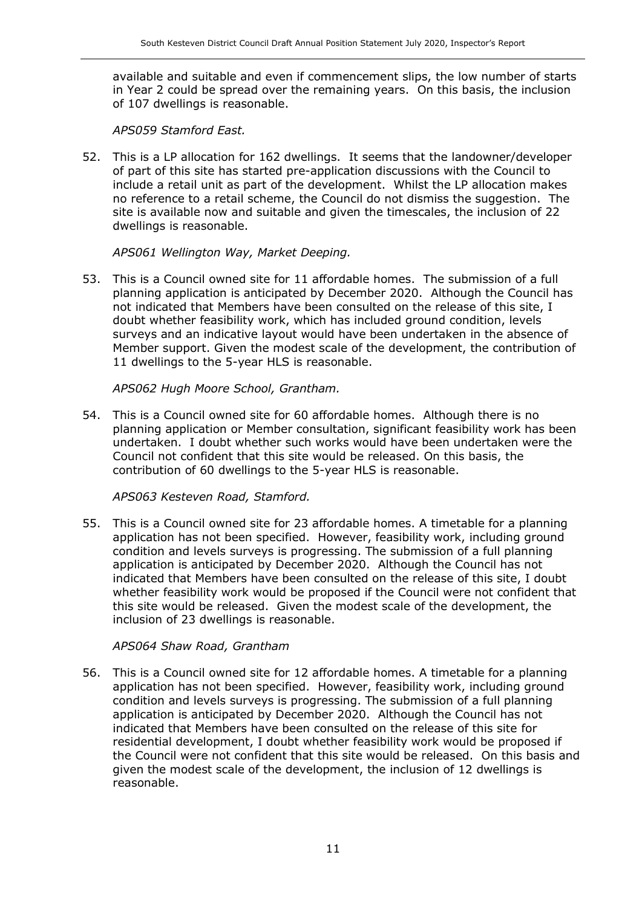available and suitable and even if commencement slips, the low number of starts in Year 2 could be spread over the remaining years. On this basis, the inclusion of 107 dwellings is reasonable.

*APS059 Stamford East.*

52. This is a LP allocation for 162 dwellings. It seems that the landowner/developer of part of this site has started pre-application discussions with the Council to include a retail unit as part of the development. Whilst the LP allocation makes no reference to a retail scheme, the Council do not dismiss the suggestion. The site is available now and suitable and given the timescales, the inclusion of 22 dwellings is reasonable.

*APS061 Wellington Way, Market Deeping.*

53. This is a Council owned site for 11 affordable homes. The submission of a full planning application is anticipated by December 2020. Although the Council has not indicated that Members have been consulted on the release of this site, I doubt whether feasibility work, which has included ground condition, levels surveys and an indicative layout would have been undertaken in the absence of Member support. Given the modest scale of the development, the contribution of 11 dwellings to the 5-year HLS is reasonable.

*APS062 Hugh Moore School, Grantham.*

54. This is a Council owned site for 60 affordable homes. Although there is no planning application or Member consultation, significant feasibility work has been undertaken. I doubt whether such works would have been undertaken were the Council not confident that this site would be released. On this basis, the contribution of 60 dwellings to the 5-year HLS is reasonable.

*APS063 Kesteven Road, Stamford.*

55. This is a Council owned site for 23 affordable homes. A timetable for a planning application has not been specified. However, feasibility work, including ground condition and levels surveys is progressing. The submission of a full planning application is anticipated by December 2020. Although the Council has not indicated that Members have been consulted on the release of this site, I doubt whether feasibility work would be proposed if the Council were not confident that this site would be released. Given the modest scale of the development, the inclusion of 23 dwellings is reasonable.

*APS064 Shaw Road, Grantham*

56. This is a Council owned site for 12 affordable homes. A timetable for a planning application has not been specified. However, feasibility work, including ground condition and levels surveys is progressing. The submission of a full planning application is anticipated by December 2020. Although the Council has not indicated that Members have been consulted on the release of this site for residential development, I doubt whether feasibility work would be proposed if the Council were not confident that this site would be released. On this basis and given the modest scale of the development, the inclusion of 12 dwellings is reasonable.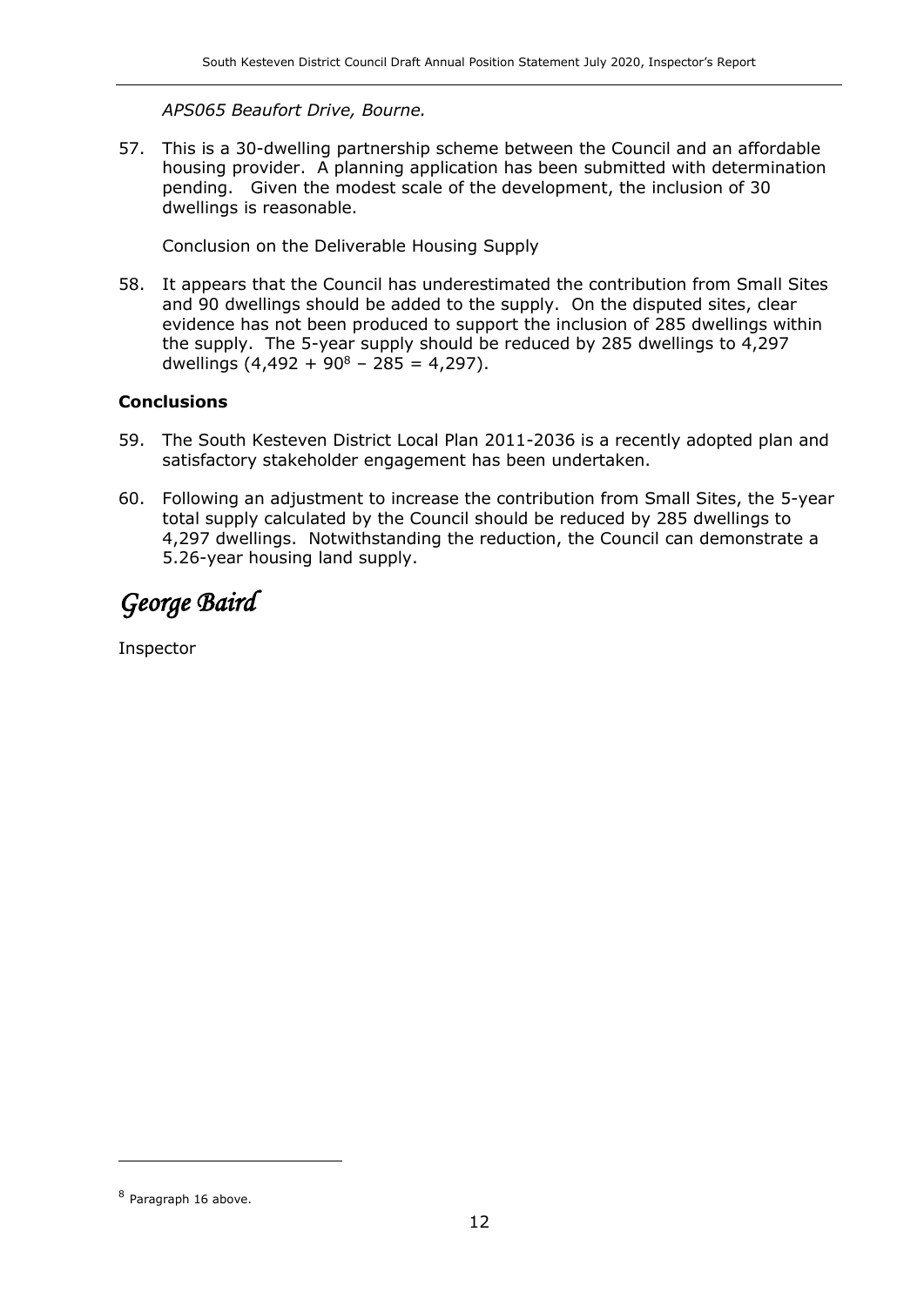*APS065 Beaufort Drive, Bourne.*

57. This is a 30-dwelling partnership scheme between the Council and an affordable housing provider. A planning application has been submitted with determination pending. Given the modest scale of the development, the inclusion of 30 dwellings is reasonable.

Conclusion on the Deliverable Housing Supply

58. It appears that the Council has underestimated the contribution from Small Sites and 90 dwellings should be added to the supply. On the disputed sites, clear evidence has not been produced to support the inclusion of 285 dwellings within the supply. The 5-year supply should be reduced by 285 dwellings to 4,297 dwellings (4,492 + 90[8] – 285 = 4,297).

## Conclusions

59. The South Kesteven District Local Plan 2011-2036 is a recently adopted plan and satisfactory stakeholder engagement has been undertaken.

60. Following an adjustment to increase the contribution from Small Sites, the 5-year total supply calculated by the Council should be reduced by 285 dwellings to 4,297 dwellings. Notwithstanding the reduction, the Council can demonstrate a 5.26-year housing land supply.

*George Baird*

Inspector

[8] Paragraph 16 above.